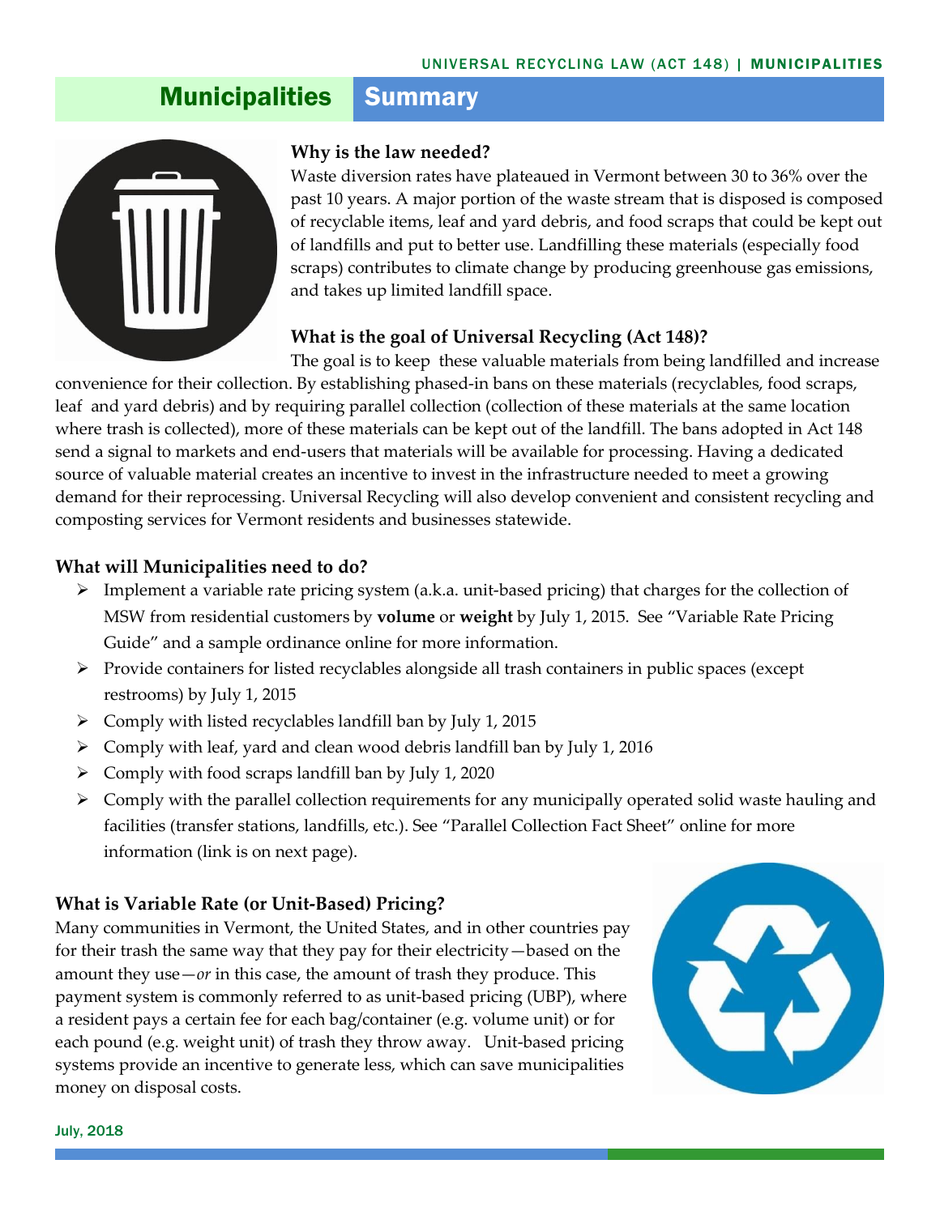# Municipalities Summary

### Why is the law needed?

Waste diversion rates have plateaued in Vermont between 30 to 36% over the past 10 years. A major portion of the waste stream that is disposed is composed of recyclable items, leaf and yard debris, and food scraps that could be kept out of landfills and put to better use. Landfilling these materials (especially food scraps) contributes to climate change by producing greenhouse gas emissions, and takes up limited landfill space.

### What is the goal of Universal Recycling (Act 148)?

The goal is to keep these valuable materials from being landfilled and increase convenience for their collection. By establishing phased-in bans on these materials (recyclables, food scraps, leaf and yard debris) and by requiring parallel collection (collection of these materials at the same location where trash is collected), more of these materials can be kept out of the landfill. The bans adopted in Act 148 send a signal to markets and end-users that materials will be available for processing. Having a dedicated source of valuable material creates an incentive to invest in the infrastructure needed to meet a growing demand for their reprocessing. Universal Recycling will also develop convenient and consistent recycling and composting services for Vermont residents and businesses statewide.

### What will Municipalities need to do?

- Implement a variable rate pricing system (a.k.a. unit-based pricing) that charges for the collection of MSW from residential customers by **volume** or **weight** by July 1, 2015. See "Variable Rate Pricing Guide" and a sample ordinance online for more information.
- Provide containers for listed recyclables alongside all trash containers in public spaces (except restrooms) by July 1, 2015
- Comply with listed recyclables landfill ban by July 1, 2015
- Comply with leaf, yard and clean wood debris landfill ban by July 1, 2016
- Comply with food scraps landfill ban by July 1, 2020
- Comply with the parallel collection requirements for any municipally operated solid waste hauling and facilities (transfer stations, landfills, etc.). See "Parallel Collection Fact Sheet" online for more information (link is on next page).

### What is Variable Rate (or Unit-Based) Pricing?

Many communities in Vermont, the United States, and in other countries pay for their trash the same way that they pay for their electricity—based on the amount they use—*or* in this case, the amount of trash they produce. This payment system is commonly referred to as unit-based pricing (UBP), where a resident pays a certain fee for each bag/container (e.g. volume unit) or for each pound (e.g. weight unit) of trash they throw away. Unit-based pricing systems provide an incentive to generate less, which can save municipalities money on disposal costs.

July, 2018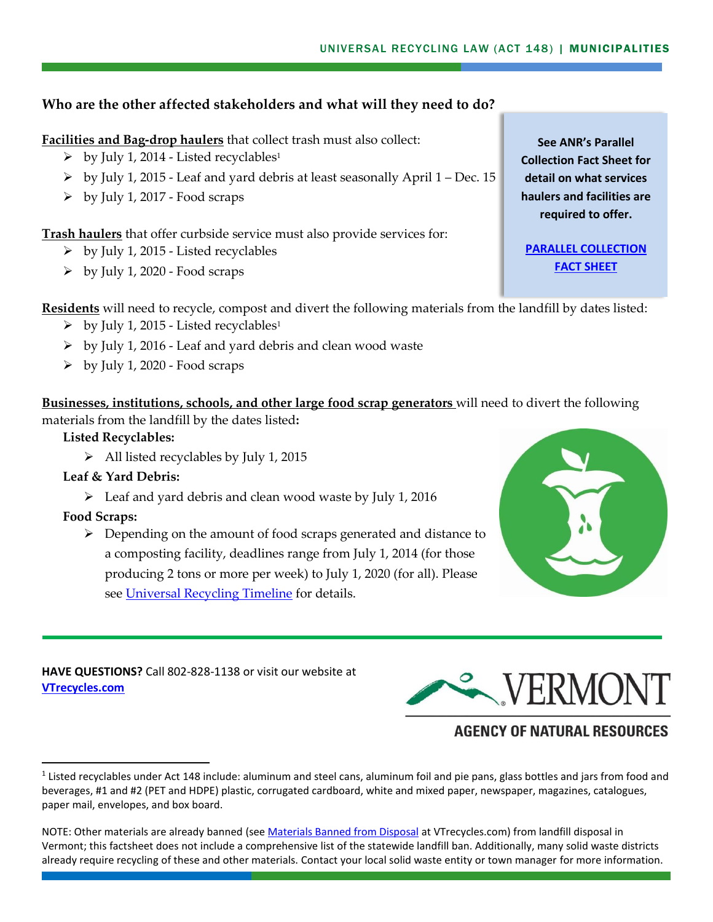## Who are the other affected stakeholders and what will they need to do?

**Facilities and Bag-drop haulers** that collect trash must also collect:

- by July 1, 2014 - Listed recyclables[1]
- by July 1, 2015 - Leaf and yard debris at least seasonally April 1 – Dec. 15
- by July 1, 2017 - Food scraps

**Trash haulers** that offer curbside service must also provide services for:

- by July 1, 2015 - Listed recyclables
- by July 1, 2020 - Food scraps

**See ANR's Parallel Collection Fact Sheet for detail on what services haulers and facilities are required to offer.**

**PARALLEL COLLECTION FACT SHEET**

**Residents** will need to recycle, compost and divert the following materials from the landfill by dates listed:

- by July 1, 2015 - Listed recyclables[1]
- by July 1, 2016 - Leaf and yard debris and clean wood waste
- by July 1, 2020 - Food scraps

**Businesses, institutions, schools, and other large food scrap generators** will need to divert the following materials from the landfill by the dates listed**:**

**Listed Recyclables:**

- All listed recyclables by July 1, 2015

**Leaf & Yard Debris:**

- Leaf and yard debris and clean wood waste by July 1, 2016

**Food Scraps:**

- Depending on the amount of food scraps generated and distance to a composting facility, deadlines range from July 1, 2014 (for those producing 2 tons or more per week) to July 1, 2020 (for all). Please see Universal Recycling Timeline for details.

**HAVE QUESTIONS?** Call 802-828-1138 or visit our website at **VTrecycles.com**

VERMONT AGENCY OF NATURAL RESOURCES

[1] Listed recyclables under Act 148 include: aluminum and steel cans, aluminum foil and pie pans, glass bottles and jars from food and beverages, #1 and #2 (PET and HDPE) plastic, corrugated cardboard, white and mixed paper, newspaper, magazines, catalogues, paper mail, envelopes, and box board.

NOTE: Other materials are already banned (see Materials Banned from Disposal at VTrecycles.com) from landfill disposal in Vermont; this factsheet does not include a comprehensive list of the statewide landfill ban. Additionally, many solid waste districts already require recycling of these and other materials. Contact your local solid waste entity or town manager for more information.